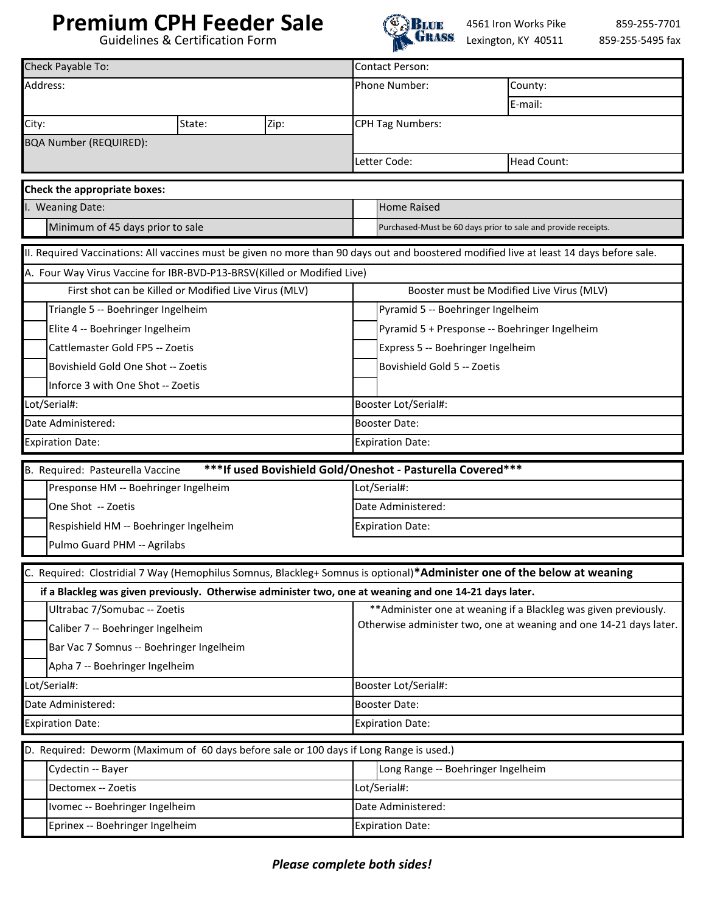# Premium CPH Feeder Sale

Guidelines & Certification Form

Blue Grass
4561 Iron Works Pike
Lexington, KY 40511
859-255-7701
859-255-5495 fax

| Check Payable To: | | | Contact Person: | |
|---|---|---|---|---|
| Address: | | | Phone Number: | County: |
| | | | | E-mail: |
| City: | State: | Zip: | CPH Tag Numbers: | |
| BQA Number (REQUIRED): | | | | |
| | | | Letter Code: | Head Count: |

**Check the appropriate boxes:**

| I. Weaning Date: | | |
|---|---|---|
| ☐ Minimum of 45 days prior to sale | ☐ Home Raised | |
| | ☐ Purchased-Must be 60 days prior to sale and provide receipts. | |

II. Required Vaccinations: All vaccines must be given no more than 90 days out and boostered modified live at least 14 days before sale.

A. Four Way Virus Vaccine for IBR-BVD-P13-BRSV(Killed or Modified Live)

| First shot can be Killed or Modified Live Virus (MLV) | Booster must be Modified Live Virus (MLV) |
|---|---|
| ☐ Triangle 5 -- Boehringer Ingelheim | ☐ Pyramid 5 -- Boehringer Ingelheim |
| ☐ Elite 4 -- Boehringer Ingelheim | ☐ Pyramid 5 + Presponse -- Boehringer Ingelheim |
| ☐ Cattlemaster Gold FP5 -- Zoetis | ☐ Express 5 -- Boehringer Ingelheim |
| ☐ Bovishield Gold One Shot -- Zoetis | ☐ Bovishield Gold 5 -- Zoetis |
| ☐ Inforce 3 with One Shot -- Zoetis | ☐ |
| Lot/Serial#: | Booster Lot/Serial#: |
| Date Administered: | Booster Date: |
| Expiration Date: | Expiration Date: |

B. Required: Pasteurella Vaccine **\*\*\*If used Bovishield Gold/Oneshot - Pasturella Covered\*\*\***

| | |
|---|---|
| ☐ Presponse HM -- Boehringer Ingelheim | Lot/Serial#: |
| ☐ One Shot -- Zoetis | Date Administered: |
| ☐ Respishield HM -- Boehringer Ingelheim | Expiration Date: |
| ☐ Pulmo Guard PHM -- Agrilabs | |

C. Required: Clostridial 7 Way (Hemophilus Somnus, Blackleg+ Somnus is optional)**\*Administer one of the below at weaning if a Blackleg was given previously. Otherwise administer two, one at weaning and one 14-21 days later.**

| | |
|---|---|
| ☐ Ultrabac 7/Somubac -- Zoetis | \*\*Administer one at weaning if a Blackleg was given previously. Otherwise administer two, one at weaning and one 14-21 days later. |
| ☐ Caliber 7 -- Boehringer Ingelheim | |
| ☐ Bar Vac 7 Somnus -- Boehringer Ingelheim | |
| ☐ Apha 7 -- Boehringer Ingelheim | |
| Lot/Serial#: | Booster Lot/Serial#: |
| Date Administered: | Booster Date: |
| Expiration Date: | Expiration Date: |

D. Required: Deworm (Maximum of 60 days before sale or 100 days if Long Range is used.)

| | |
|---|---|
| ☐ Cydectin -- Bayer | ☐ Long Range -- Boehringer Ingelheim |
| ☐ Dectomex -- Zoetis | Lot/Serial#: |
| ☐ Ivomec -- Boehringer Ingelheim | Date Administered: |
| ☐ Eprinex -- Boehringer Ingelheim | Expiration Date: |

***Please complete both sides!***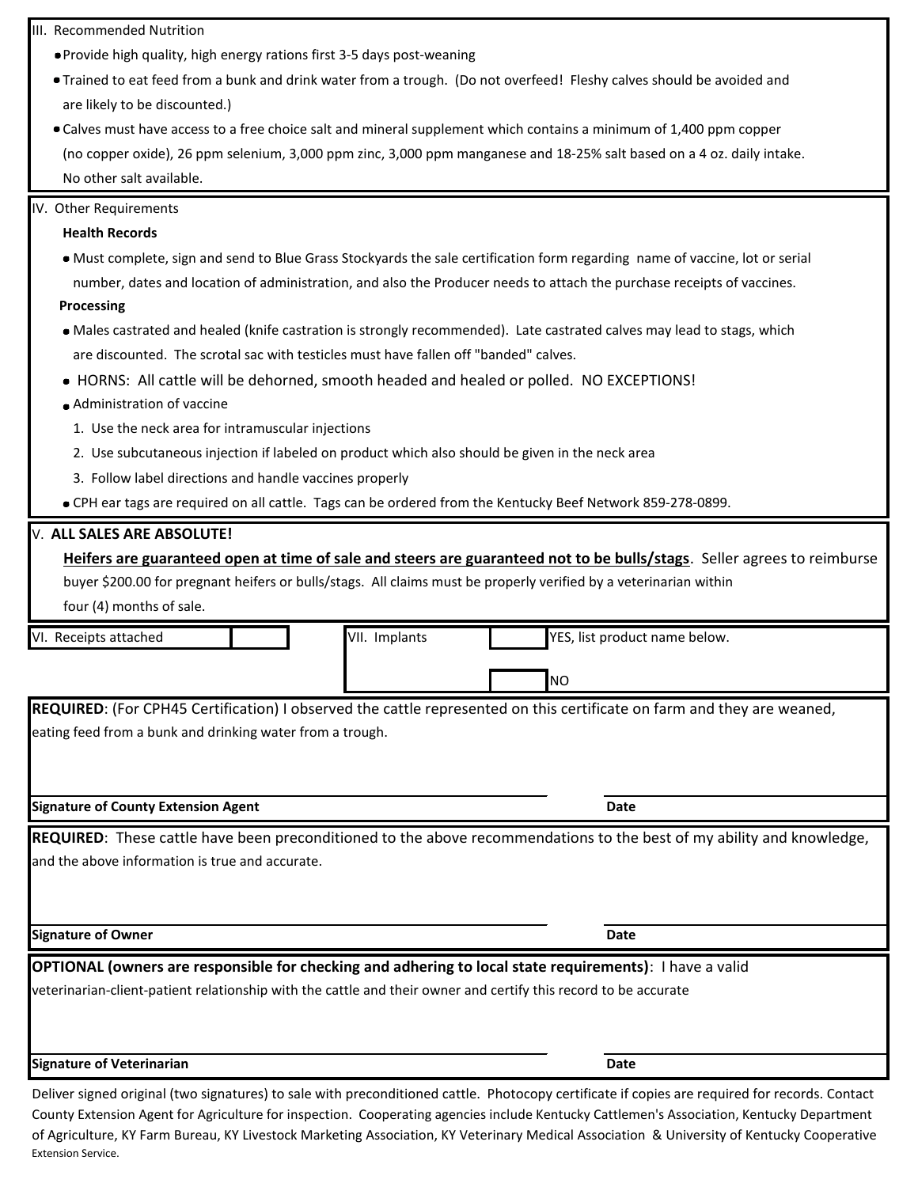III. Recommended Nutrition

- Provide high quality, high energy rations first 3-5 days post-weaning
- Trained to eat feed from a bunk and drink water from a trough. (Do not overfeed! Fleshy calves should be avoided and are likely to be discounted.)
- Calves must have access to a free choice salt and mineral supplement which contains a minimum of 1,400 ppm copper (no copper oxide), 26 ppm selenium, 3,000 ppm zinc, 3,000 ppm manganese and 18-25% salt based on a 4 oz. daily intake. No other salt available.

IV. Other Requirements

**Health Records**

- Must complete, sign and send to Blue Grass Stockyards the sale certification form regarding name of vaccine, lot or serial number, dates and location of administration, and also the Producer needs to attach the purchase receipts of vaccines.

**Processing**

- Males castrated and healed (knife castration is strongly recommended). Late castrated calves may lead to stags, which are discounted. The scrotal sac with testicles must have fallen off "banded" calves.
- HORNS: All cattle will be dehorned, smooth headed and healed or polled. NO EXCEPTIONS!
- Administration of vaccine
  1. Use the neck area for intramuscular injections
  2. Use subcutaneous injection if labeled on product which also should be given in the neck area
  3. Follow label directions and handle vaccines properly
- CPH ear tags are required on all cattle. Tags can be ordered from the Kentucky Beef Network 859-278-0899.

V. **ALL SALES ARE ABSOLUTE!**

**<u>Heifers are guaranteed open at time of sale and steers are guaranteed not to be bulls/stags</u>**. Seller agrees to reimburse buyer $200.00 for pregnant heifers or bulls/stags. All claims must be properly verified by a veterinarian within four (4) months of sale.

| | | | | |
|---|---|---|---|---|
| VI. Receipts attached | | VII. Implants | | YES, list product name below. |
| | | | | NO |

**REQUIRED**: (For CPH45 Certification) I observed the cattle represented on this certificate on farm and they are weaned, eating feed from a bunk and drinking water from a trough.

**Signature of County Extension Agent** \_\_\_\_\_\_\_\_\_\_ **Date** \_\_\_\_\_\_\_\_\_\_

**REQUIRED**: These cattle have been preconditioned to the above recommendations to the best of my ability and knowledge, and the above information is true and accurate.

**Signature of Owner** \_\_\_\_\_\_\_\_\_\_ **Date** \_\_\_\_\_\_\_\_\_\_

**OPTIONAL (owners are responsible for checking and adhering to local state requirements)**: I have a valid veterinarian-client-patient relationship with the cattle and their owner and certify this record to be accurate

**Signature of Veterinarian** \_\_\_\_\_\_\_\_\_\_ **Date** \_\_\_\_\_\_\_\_\_\_

Deliver signed original (two signatures) to sale with preconditioned cattle. Photocopy certificate if copies are required for records. Contact County Extension Agent for Agriculture for inspection. Cooperating agencies include Kentucky Cattlemen's Association, Kentucky Department of Agriculture, KY Farm Bureau, KY Livestock Marketing Association, KY Veterinary Medical Association & University of Kentucky Cooperative Extension Service.